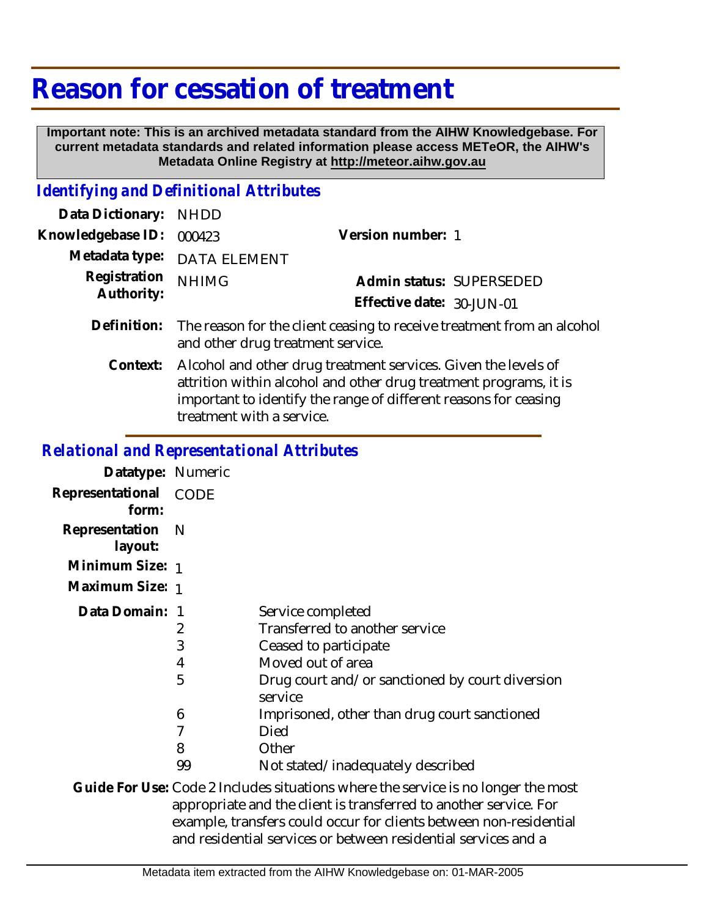# Reason for cessation of treatment

**Important note: This is an archived metadata standard from the AIHW Knowledgebase. For current metadata standards and related information please access METeOR, the AIHW's Metadata Online Registry at http://meteor.aihw.gov.au**

## *Identifying and Definitional Attributes*

**Data Dictionary:** NHDD

**Knowledgebase ID:** 000423 **Version number:** 1

**Metadata type:** DATA ELEMENT

**Registration Authority:** NHIMG **Admin status:** SUPERSEDED

**Effective date:** 30-JUN-01

**Definition:** The reason for the client ceasing to receive treatment from an alcohol and other drug treatment service.

**Context:** Alcohol and other drug treatment services. Given the levels of attrition within alcohol and other drug treatment programs, it is important to identify the range of different reasons for ceasing treatment with a service.

## *Relational and Representational Attributes*

**Datatype:** Numeric

**Representational form:** CODE

**Representation layout:** N

**Minimum Size:** 1

**Maximum Size:** 1

**Data Domain:**

| Code | Description |
|---|---|
| 1 | Service completed |
| 2 | Transferred to another service |
| 3 | Ceased to participate |
| 4 | Moved out of area |
| 5 | Drug court and/or sanctioned by court diversion service |
| 6 | Imprisoned, other than drug court sanctioned |
| 7 | Died |
| 8 | Other |
| 99 | Not stated/inadequately described |

**Guide For Use:** Code 2 Includes situations where the service is no longer the most appropriate and the client is transferred to another service. For example, transfers could occur for clients between non-residential and residential services or between residential services and a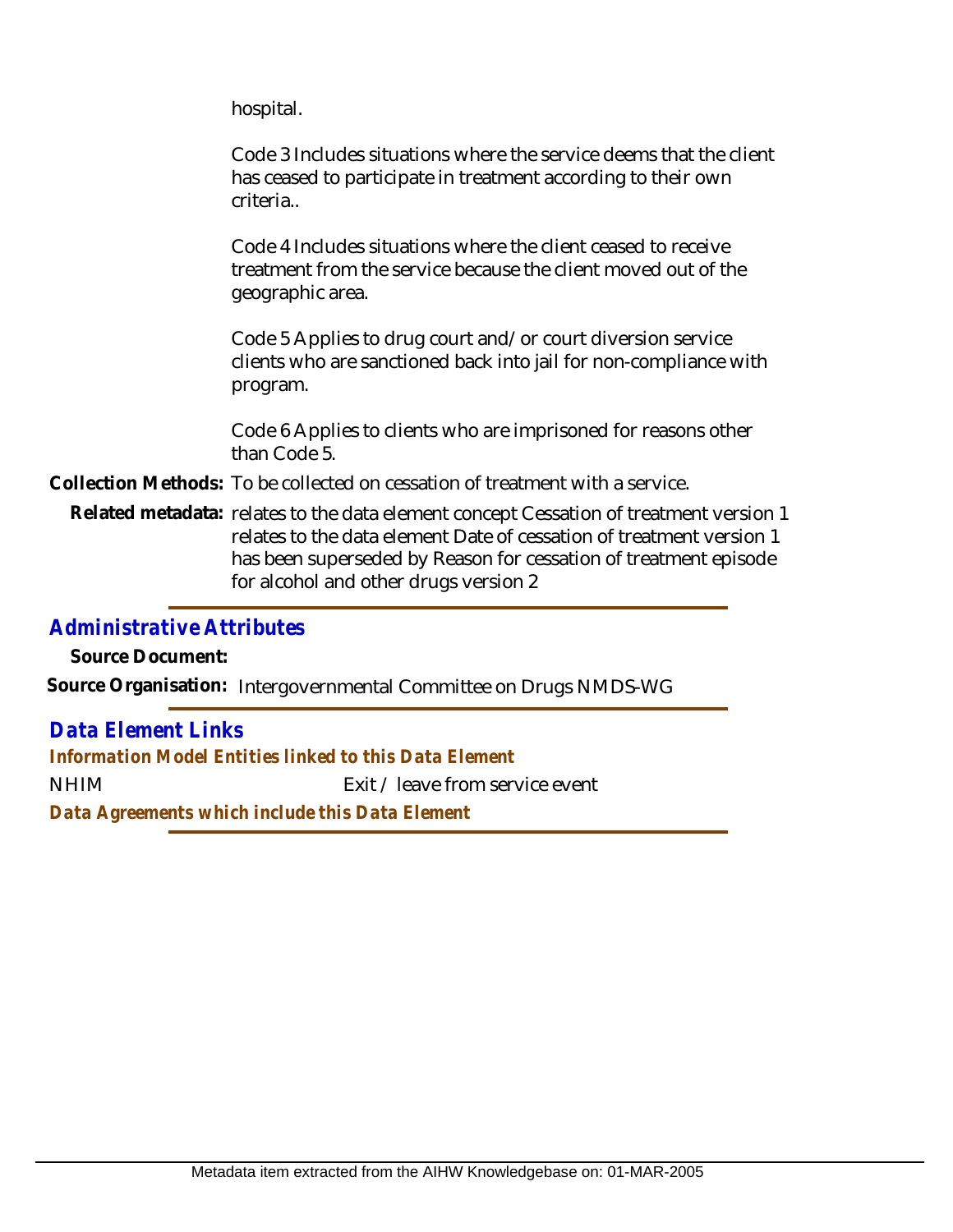hospital.

Code 3 Includes situations where the service deems that the client has ceased to participate in treatment according to their own criteria..

Code 4 Includes situations where the client ceased to receive treatment from the service because the client moved out of the geographic area.

Code 5 Applies to drug court and/or court diversion service clients who are sanctioned back into jail for non-compliance with program.

Code 6 Applies to clients who are imprisoned for reasons other than Code 5.

**Collection Methods:** To be collected on cessation of treatment with a service.

**Related metadata:** relates to the data element concept Cessation of treatment version 1
relates to the data element Date of cessation of treatment version 1
has been superseded by Reason for cessation of treatment episode for alcohol and other drugs version 2

## Administrative Attributes

**Source Document:**

**Source Organisation:** Intergovernmental Committee on Drugs NMDS-WG

## Data Element Links

### Information Model Entities linked to this Data Element

| | |
|---|---|
| NHIM | Exit / leave from service event |

### Data Agreements which include this Data Element